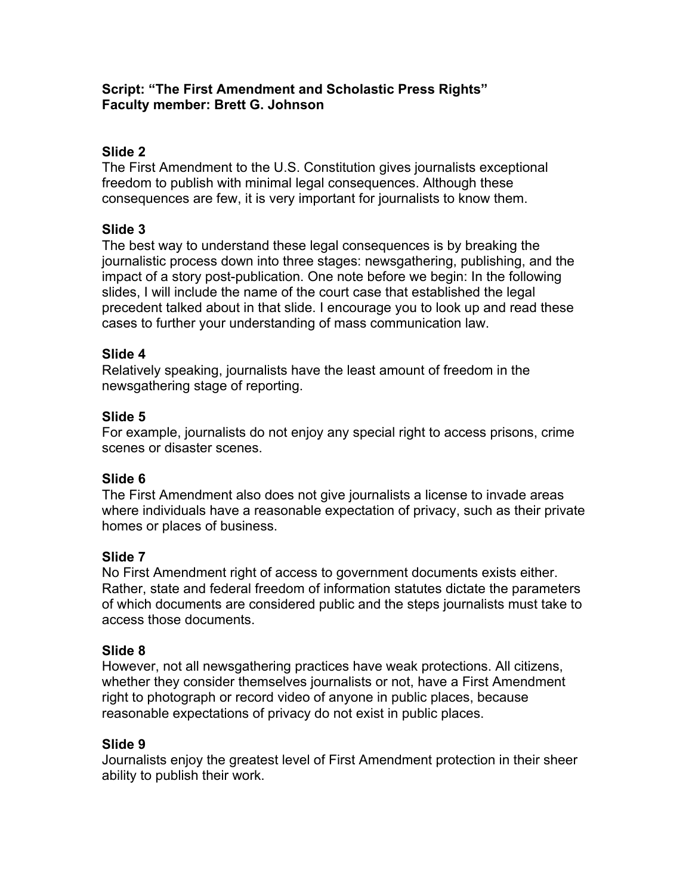**Script: "The First Amendment and Scholastic Press Rights"**
**Faculty member: Brett G. Johnson**

### Slide 2

The First Amendment to the U.S. Constitution gives journalists exceptional freedom to publish with minimal legal consequences. Although these consequences are few, it is very important for journalists to know them.

### Slide 3

The best way to understand these legal consequences is by breaking the journalistic process down into three stages: newsgathering, publishing, and the impact of a story post-publication. One note before we begin: In the following slides, I will include the name of the court case that established the legal precedent talked about in that slide. I encourage you to look up and read these cases to further your understanding of mass communication law.

### Slide 4

Relatively speaking, journalists have the least amount of freedom in the newsgathering stage of reporting.

### Slide 5

For example, journalists do not enjoy any special right to access prisons, crime scenes or disaster scenes.

### Slide 6

The First Amendment also does not give journalists a license to invade areas where individuals have a reasonable expectation of privacy, such as their private homes or places of business.

### Slide 7

No First Amendment right of access to government documents exists either. Rather, state and federal freedom of information statutes dictate the parameters of which documents are considered public and the steps journalists must take to access those documents.

### Slide 8

However, not all newsgathering practices have weak protections. All citizens, whether they consider themselves journalists or not, have a First Amendment right to photograph or record video of anyone in public places, because reasonable expectations of privacy do not exist in public places.

### Slide 9

Journalists enjoy the greatest level of First Amendment protection in their sheer ability to publish their work.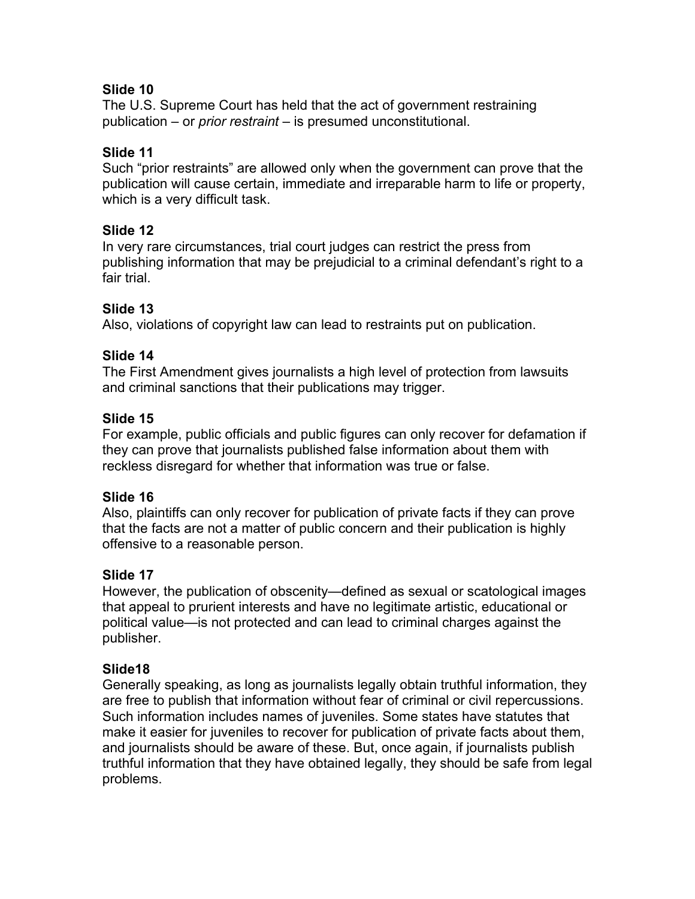**Slide 10**
The U.S. Supreme Court has held that the act of government restraining publication – or *prior restraint* – is presumed unconstitutional.

**Slide 11**
Such "prior restraints" are allowed only when the government can prove that the publication will cause certain, immediate and irreparable harm to life or property, which is a very difficult task.

**Slide 12**
In very rare circumstances, trial court judges can restrict the press from publishing information that may be prejudicial to a criminal defendant's right to a fair trial.

**Slide 13**
Also, violations of copyright law can lead to restraints put on publication.

**Slide 14**
The First Amendment gives journalists a high level of protection from lawsuits and criminal sanctions that their publications may trigger.

**Slide 15**
For example, public officials and public figures can only recover for defamation if they can prove that journalists published false information about them with reckless disregard for whether that information was true or false.

**Slide 16**
Also, plaintiffs can only recover for publication of private facts if they can prove that the facts are not a matter of public concern and their publication is highly offensive to a reasonable person.

**Slide 17**
However, the publication of obscenity—defined as sexual or scatological images that appeal to prurient interests and have no legitimate artistic, educational or political value—is not protected and can lead to criminal charges against the publisher.

**Slide18**
Generally speaking, as long as journalists legally obtain truthful information, they are free to publish that information without fear of criminal or civil repercussions. Such information includes names of juveniles. Some states have statutes that make it easier for juveniles to recover for publication of private facts about them, and journalists should be aware of these. But, once again, if journalists publish truthful information that they have obtained legally, they should be safe from legal problems.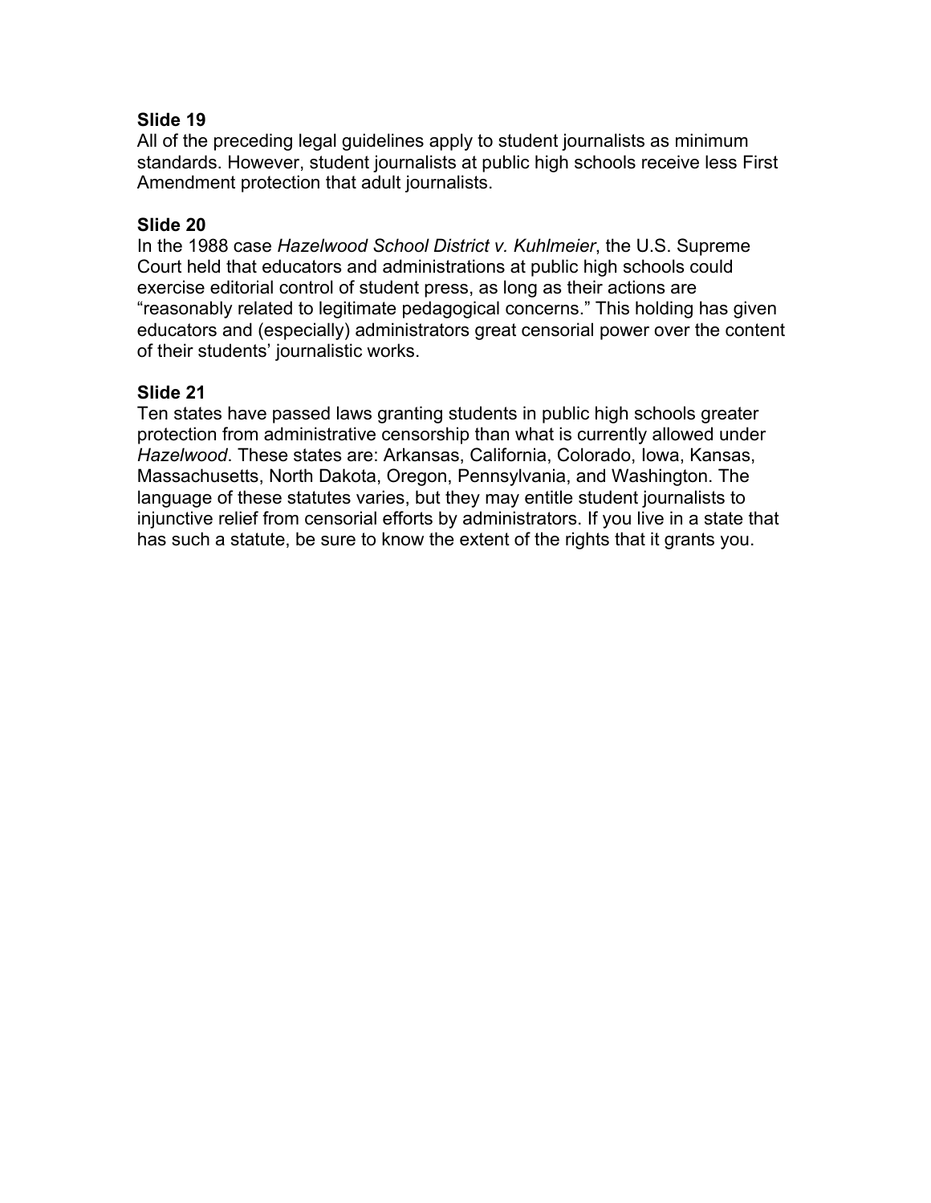**Slide 19**
All of the preceding legal guidelines apply to student journalists as minimum standards. However, student journalists at public high schools receive less First Amendment protection that adult journalists.

**Slide 20**
In the 1988 case *Hazelwood School District v. Kuhlmeier*, the U.S. Supreme Court held that educators and administrations at public high schools could exercise editorial control of student press, as long as their actions are "reasonably related to legitimate pedagogical concerns." This holding has given educators and (especially) administrators great censorial power over the content of their students' journalistic works.

**Slide 21**
Ten states have passed laws granting students in public high schools greater protection from administrative censorship than what is currently allowed under *Hazelwood*. These states are: Arkansas, California, Colorado, Iowa, Kansas, Massachusetts, North Dakota, Oregon, Pennsylvania, and Washington. The language of these statutes varies, but they may entitle student journalists to injunctive relief from censorial efforts by administrators. If you live in a state that has such a statute, be sure to know the extent of the rights that it grants you.